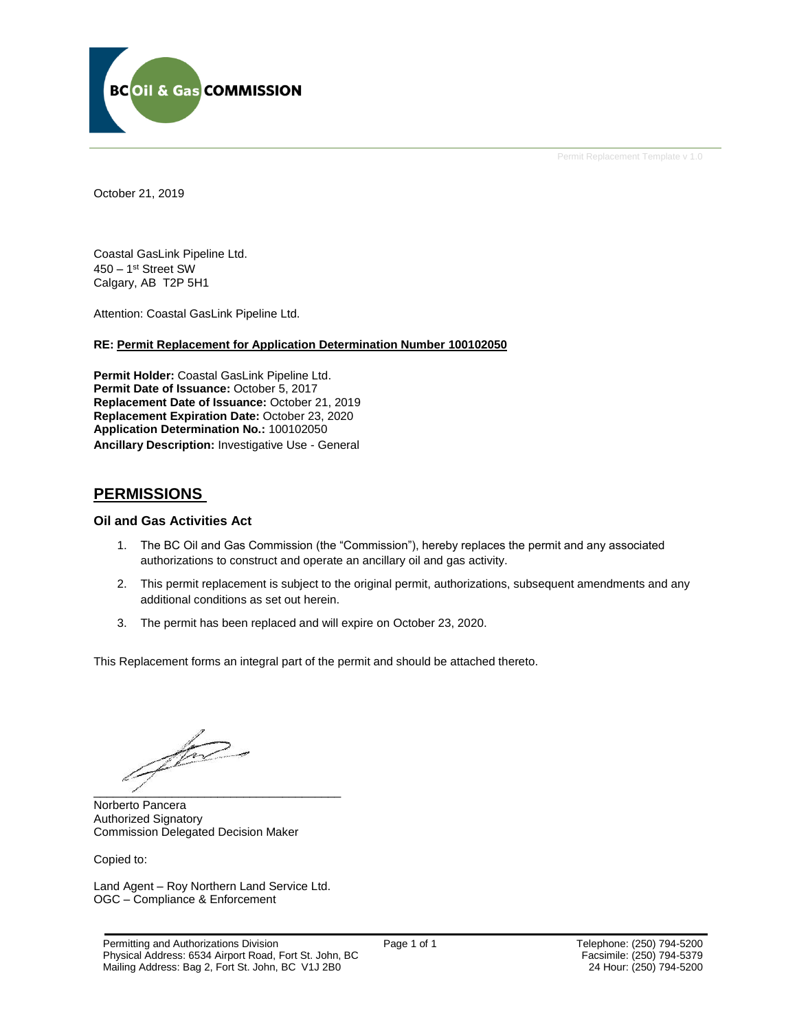BC Oil & Gas COMMISSION

Permit Replacement Template v 1.0

October 21, 2019

Coastal GasLink Pipeline Ltd.
450 – 1st Street SW
Calgary, AB  T2P 5H1

Attention: Coastal GasLink Pipeline Ltd.

**RE: Permit Replacement for Application Determination Number 100102050**

**Permit Holder:** Coastal GasLink Pipeline Ltd.
**Permit Date of Issuance:** October 5, 2017
**Replacement Date of Issuance:** October 21, 2019
**Replacement Expiration Date:** October 23, 2020
**Application Determination No.:** 100102050
**Ancillary Description:** Investigative Use - General

## PERMISSIONS

### Oil and Gas Activities Act

1. The BC Oil and Gas Commission (the "Commission"), hereby replaces the permit and any associated authorizations to construct and operate an ancillary oil and gas activity.
2. This permit replacement is subject to the original permit, authorizations, subsequent amendments and any additional conditions as set out herein.
3. The permit has been replaced and will expire on October 23, 2020.

This Replacement forms an integral part of the permit and should be attached thereto.

Norberto Pancera
Authorized Signatory
Commission Delegated Decision Maker

Copied to:

Land Agent – Roy Northern Land Service Ltd.
OGC – Compliance & Enforcement

Permitting and Authorizations Division
Physical Address: 6534 Airport Road, Fort St. John, BC
Mailing Address: Bag 2, Fort St. John, BC  V1J 2B0

Telephone: (250) 794-5200
Facsimile: (250) 794-5379
24 Hour: (250) 794-5200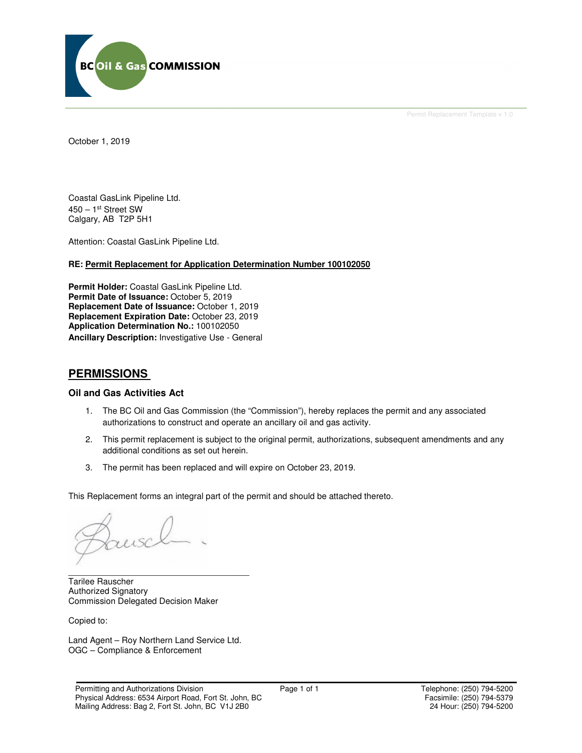October 1, 2019

Coastal GasLink Pipeline Ltd.
450 – 1st Street SW
Calgary, AB T2P 5H1

Attention: Coastal GasLink Pipeline Ltd.

**RE: Permit Replacement for Application Determination Number 100102050**

**Permit Holder:** Coastal GasLink Pipeline Ltd.
**Permit Date of Issuance:** October 5, 2019
**Replacement Date of Issuance:** October 1, 2019
**Replacement Expiration Date:** October 23, 2019
**Application Determination No.:** 100102050
**Ancillary Description:** Investigative Use - General

## PERMISSIONS

### Oil and Gas Activities Act

1. The BC Oil and Gas Commission (the "Commission"), hereby replaces the permit and any associated authorizations to construct and operate an ancillary oil and gas activity.
2. This permit replacement is subject to the original permit, authorizations, subsequent amendments and any additional conditions as set out herein.
3. The permit has been replaced and will expire on October 23, 2019.

This Replacement forms an integral part of the permit and should be attached thereto.

Tarilee Rauscher
Authorized Signatory
Commission Delegated Decision Maker

Copied to:

Land Agent – Roy Northern Land Service Ltd.
OGC – Compliance & Enforcement

Permitting and Authorizations Division
Physical Address: 6534 Airport Road, Fort St. John, BC
Mailing Address: Bag 2, Fort St. John, BC V1J 2B0

Telephone: (250) 794-5200
Facsimile: (250) 794-5379
24 Hour: (250) 794-5200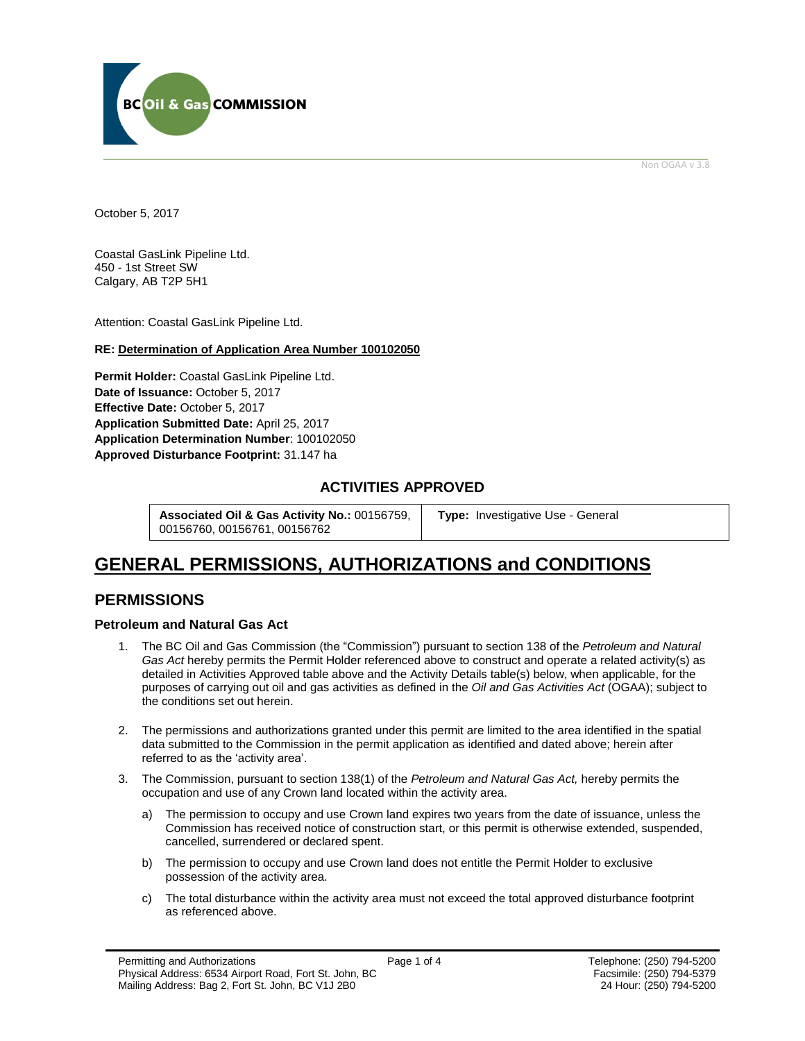Non OGAA v 3.8

October 5, 2017

Coastal GasLink Pipeline Ltd.
450 - 1st Street SW
Calgary, AB T2P 5H1

Attention: Coastal GasLink Pipeline Ltd.

**RE: Determination of Application Area Number 100102050**

**Permit Holder:** Coastal GasLink Pipeline Ltd.
**Date of Issuance:** October 5, 2017
**Effective Date:** October 5, 2017
**Application Submitted Date:** April 25, 2017
**Application Determination Number**: 100102050
**Approved Disturbance Footprint:** 31.147 ha

## ACTIVITIES APPROVED

| **Associated Oil & Gas Activity No.:** 00156759, 00156760, 00156761, 00156762 | **Type:** Investigative Use - General |
|---|---|

# GENERAL PERMISSIONS, AUTHORIZATIONS and CONDITIONS

## PERMISSIONS

### Petroleum and Natural Gas Act

1. The BC Oil and Gas Commission (the "Commission") pursuant to section 138 of the *Petroleum and Natural Gas Act* hereby permits the Permit Holder referenced above to construct and operate a related activity(s) as detailed in Activities Approved table above and the Activity Details table(s) below, when applicable, for the purposes of carrying out oil and gas activities as defined in the *Oil and Gas Activities Act* (OGAA); subject to the conditions set out herein.

2. The permissions and authorizations granted under this permit are limited to the area identified in the spatial data submitted to the Commission in the permit application as identified and dated above; herein after referred to as the 'activity area'.

3. The Commission, pursuant to section 138(1) of the *Petroleum and Natural Gas Act,* hereby permits the occupation and use of any Crown land located within the activity area.

   a) The permission to occupy and use Crown land expires two years from the date of issuance, unless the Commission has received notice of construction start, or this permit is otherwise extended, suspended, cancelled, surrendered or declared spent.

   b) The permission to occupy and use Crown land does not entitle the Permit Holder to exclusive possession of the activity area.

   c) The total disturbance within the activity area must not exceed the total approved disturbance footprint as referenced above.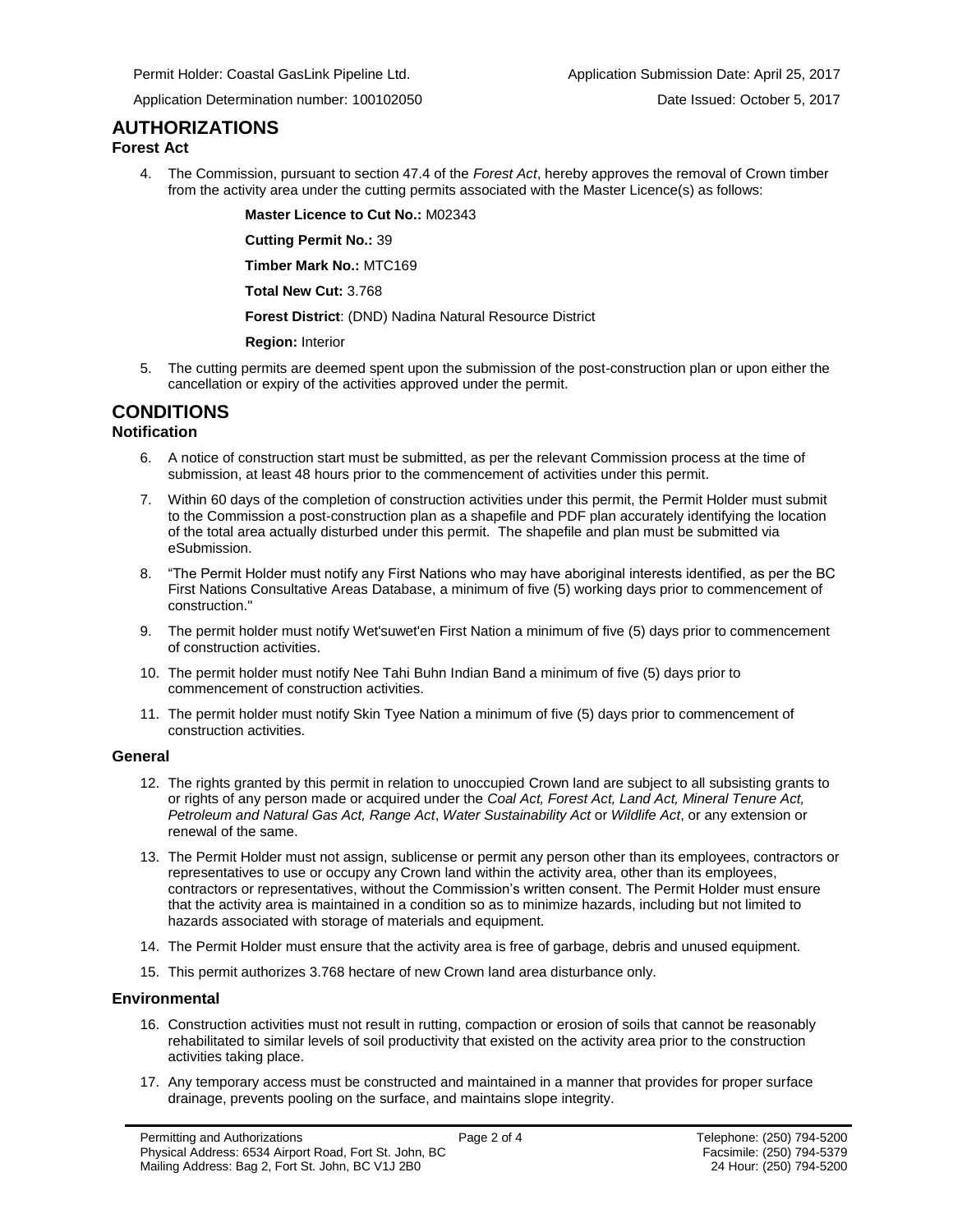Permit Holder: Coastal GasLink Pipeline Ltd. Application Submission Date: April 25, 2017

Application Determination number: 100102050 Date Issued: October 5, 2017

# AUTHORIZATIONS

### Forest Act

4. The Commission, pursuant to section 47.4 of the *Forest Act*, hereby approves the removal of Crown timber from the activity area under the cutting permits associated with the Master Licence(s) as follows:

   **Master Licence to Cut No.:** M02343

   **Cutting Permit No.:** 39

   **Timber Mark No.:** MTC169

   **Total New Cut:** 3.768

   **Forest District**: (DND) Nadina Natural Resource District

   **Region:** Interior

5. The cutting permits are deemed spent upon the submission of the post-construction plan or upon either the cancellation or expiry of the activities approved under the permit.

# CONDITIONS

### Notification

6. A notice of construction start must be submitted, as per the relevant Commission process at the time of submission, at least 48 hours prior to the commencement of activities under this permit.
7. Within 60 days of the completion of construction activities under this permit, the Permit Holder must submit to the Commission a post-construction plan as a shapefile and PDF plan accurately identifying the location of the total area actually disturbed under this permit. The shapefile and plan must be submitted via eSubmission.
8. "The Permit Holder must notify any First Nations who may have aboriginal interests identified, as per the BC First Nations Consultative Areas Database, a minimum of five (5) working days prior to commencement of construction."
9. The permit holder must notify Wet'suwet'en First Nation a minimum of five (5) days prior to commencement of construction activities.
10. The permit holder must notify Nee Tahi Buhn Indian Band a minimum of five (5) days prior to commencement of construction activities.
11. The permit holder must notify Skin Tyee Nation a minimum of five (5) days prior to commencement of construction activities.

### General

12. The rights granted by this permit in relation to unoccupied Crown land are subject to all subsisting grants to or rights of any person made or acquired under the *Coal Act, Forest Act, Land Act, Mineral Tenure Act, Petroleum and Natural Gas Act, Range Act*, *Water Sustainability Act* or *Wildlife Act*, or any extension or renewal of the same.
13. The Permit Holder must not assign, sublicense or permit any person other than its employees, contractors or representatives to use or occupy any Crown land within the activity area, other than its employees, contractors or representatives, without the Commission's written consent. The Permit Holder must ensure that the activity area is maintained in a condition so as to minimize hazards, including but not limited to hazards associated with storage of materials and equipment.
14. The Permit Holder must ensure that the activity area is free of garbage, debris and unused equipment.
15. This permit authorizes 3.768 hectare of new Crown land area disturbance only.

### Environmental

16. Construction activities must not result in rutting, compaction or erosion of soils that cannot be reasonably rehabilitated to similar levels of soil productivity that existed on the activity area prior to the construction activities taking place.
17. Any temporary access must be constructed and maintained in a manner that provides for proper surface drainage, prevents pooling on the surface, and maintains slope integrity.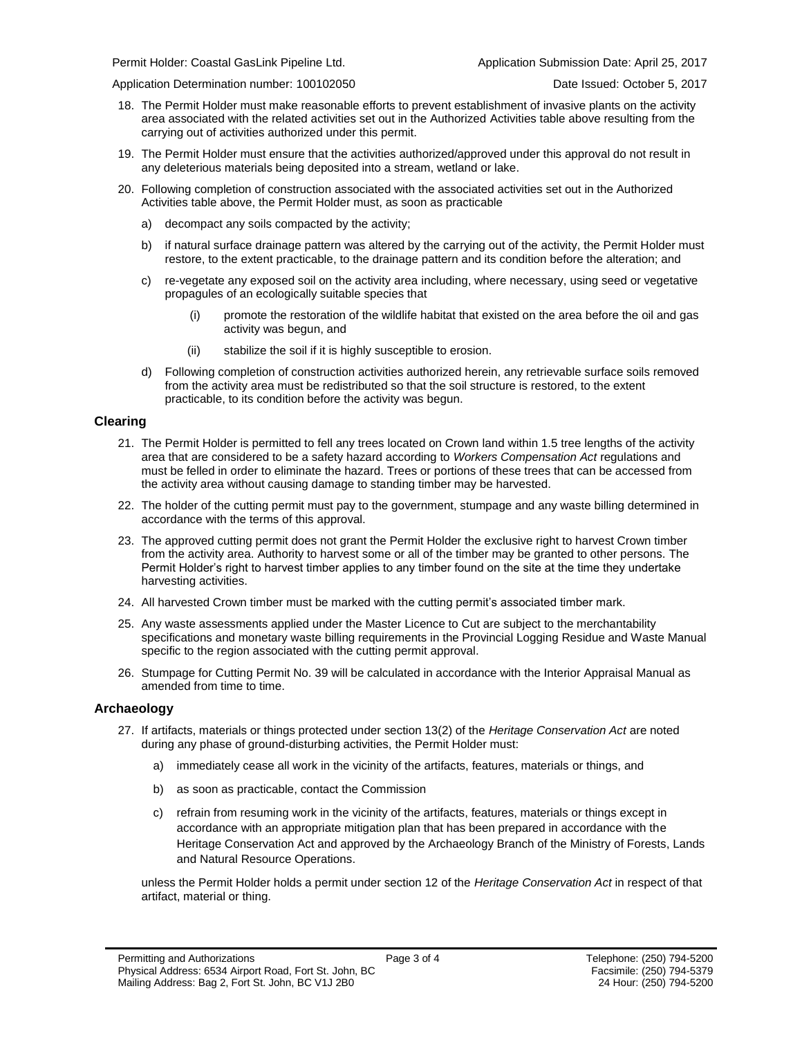18. The Permit Holder must make reasonable efforts to prevent establishment of invasive plants on the activity area associated with the related activities set out in the Authorized Activities table above resulting from the carrying out of activities authorized under this permit.

19. The Permit Holder must ensure that the activities authorized/approved under this approval do not result in any deleterious materials being deposited into a stream, wetland or lake.

20. Following completion of construction associated with the associated activities set out in the Authorized Activities table above, the Permit Holder must, as soon as practicable

    a) decompact any soils compacted by the activity;

    b) if natural surface drainage pattern was altered by the carrying out of the activity, the Permit Holder must restore, to the extent practicable, to the drainage pattern and its condition before the alteration; and

    c) re-vegetate any exposed soil on the activity area including, where necessary, using seed or vegetative propagules of an ecologically suitable species that

        (i) promote the restoration of the wildlife habitat that existed on the area before the oil and gas activity was begun, and

        (ii) stabilize the soil if it is highly susceptible to erosion.

    d) Following completion of construction activities authorized herein, any retrievable surface soils removed from the activity area must be redistributed so that the soil structure is restored, to the extent practicable, to its condition before the activity was begun.

## Clearing

21. The Permit Holder is permitted to fell any trees located on Crown land within 1.5 tree lengths of the activity area that are considered to be a safety hazard according to *Workers Compensation Act* regulations and must be felled in order to eliminate the hazard. Trees or portions of these trees that can be accessed from the activity area without causing damage to standing timber may be harvested.

22. The holder of the cutting permit must pay to the government, stumpage and any waste billing determined in accordance with the terms of this approval.

23. The approved cutting permit does not grant the Permit Holder the exclusive right to harvest Crown timber from the activity area. Authority to harvest some or all of the timber may be granted to other persons. The Permit Holder's right to harvest timber applies to any timber found on the site at the time they undertake harvesting activities.

24. All harvested Crown timber must be marked with the cutting permit's associated timber mark.

25. Any waste assessments applied under the Master Licence to Cut are subject to the merchantability specifications and monetary waste billing requirements in the Provincial Logging Residue and Waste Manual specific to the region associated with the cutting permit approval.

26. Stumpage for Cutting Permit No. 39 will be calculated in accordance with the Interior Appraisal Manual as amended from time to time.

## Archaeology

27. If artifacts, materials or things protected under section 13(2) of the *Heritage Conservation Act* are noted during any phase of ground-disturbing activities, the Permit Holder must:

    a) immediately cease all work in the vicinity of the artifacts, features, materials or things, and

    b) as soon as practicable, contact the Commission

    c) refrain from resuming work in the vicinity of the artifacts, features, materials or things except in accordance with an appropriate mitigation plan that has been prepared in accordance with the Heritage Conservation Act and approved by the Archaeology Branch of the Ministry of Forests, Lands and Natural Resource Operations.

    unless the Permit Holder holds a permit under section 12 of the *Heritage Conservation Act* in respect of that artifact, material or thing.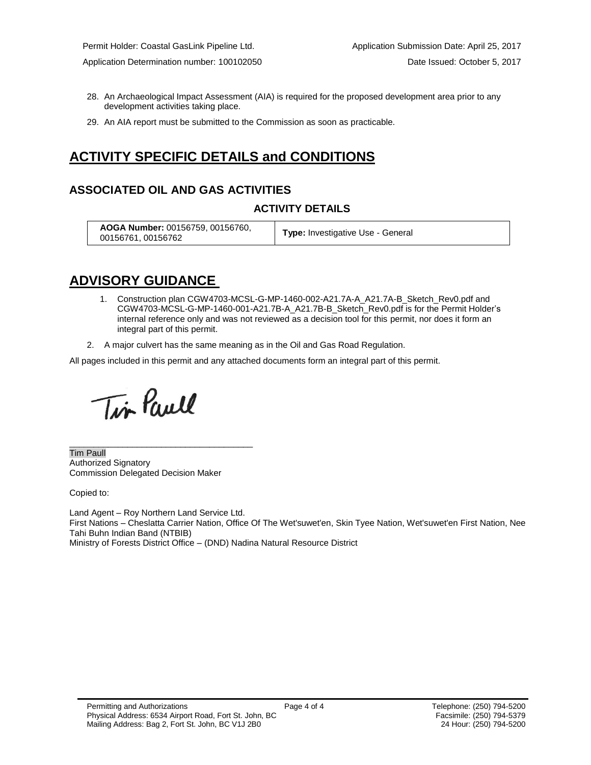28. An Archaeological Impact Assessment (AIA) is required for the proposed development area prior to any development activities taking place.
29. An AIA report must be submitted to the Commission as soon as practicable.

# ACTIVITY SPECIFIC DETAILS and CONDITIONS

## ASSOCIATED OIL AND GAS ACTIVITIES

### ACTIVITY DETAILS

| | |
|---|---|
| **AOGA Number:** 00156759, 00156760, 00156761, 00156762 | **Type:** Investigative Use - General |

# ADVISORY GUIDANCE

1. Construction plan CGW4703-MCSL-G-MP-1460-002-A21.7A-A_A21.7A-B_Sketch_Rev0.pdf and CGW4703-MCSL-G-MP-1460-001-A21.7B-A_A21.7B-B_Sketch_Rev0.pdf is for the Permit Holder's internal reference only and was not reviewed as a decision tool for this permit, nor does it form an integral part of this permit.
2. A major culvert has the same meaning as in the Oil and Gas Road Regulation.

All pages included in this permit and any attached documents form an integral part of this permit.

Tim Paull
Authorized Signatory
Commission Delegated Decision Maker

Copied to:

Land Agent – Roy Northern Land Service Ltd.
First Nations – Cheslatta Carrier Nation, Office Of The Wet'suwet'en, Skin Tyee Nation, Wet'suwet'en First Nation, Nee Tahi Buhn Indian Band (NTBIB)
Ministry of Forests District Office – (DND) Nadina Natural Resource District